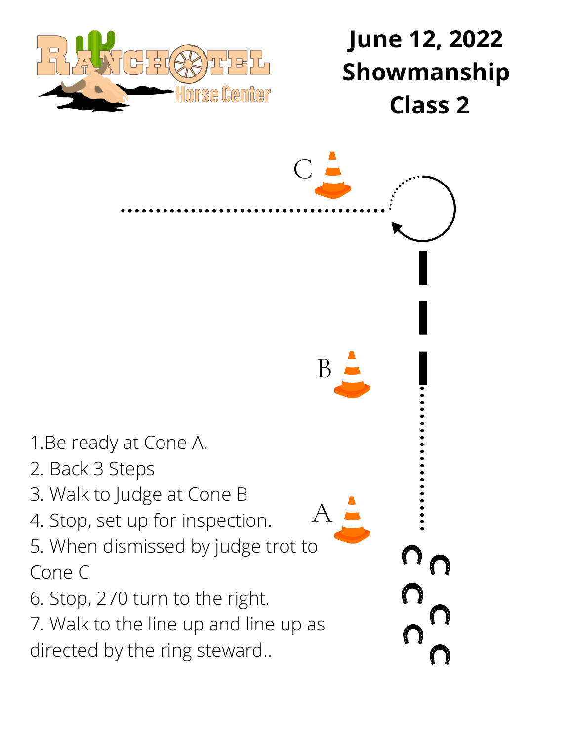# June 12, 2022 Showmanship Class 2

1. Be ready at Cone A.
2. Back 3 Steps
3. Walk to Judge at Cone B
4. Stop, set up for inspection.
5. When dismissed by judge trot to Cone C
6. Stop, 270 turn to the right.
7. Walk to the line up and line up as directed by the ring steward..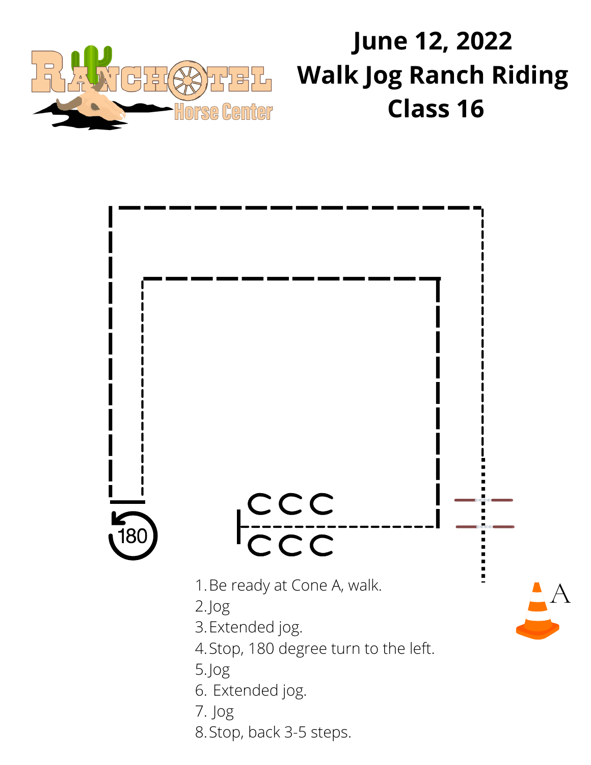# June 12, 2022
# Walk Jog Ranch Riding
# Class 16

180

A

1. Be ready at Cone A, walk.
2. Jog
3. Extended jog.
4. Stop, 180 degree turn to the left.
5. Jog
6. Extended jog.
7. Jog
8. Stop, back 3-5 steps.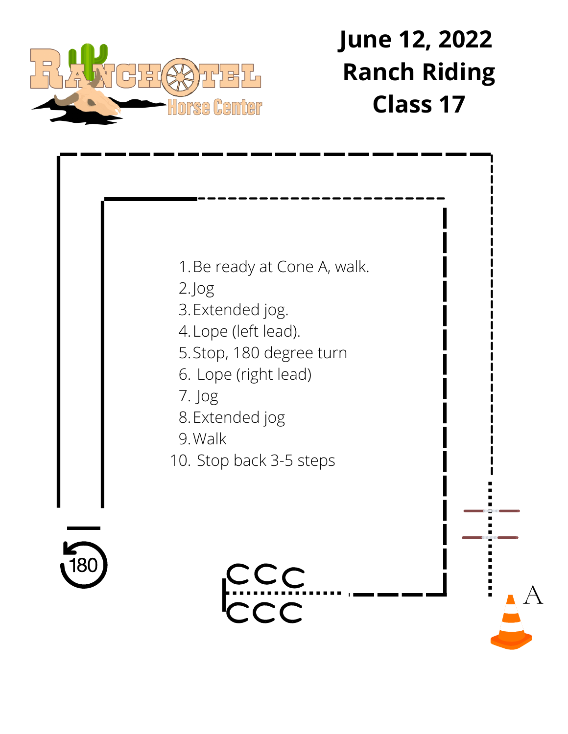# June 12, 2022
# Ranch Riding
# Class 17

1. Be ready at Cone A, walk.
2. Jog
3. Extended jog.
4. Lope (left lead).
5. Stop, 180 degree turn
6. Lope (right lead)
7. Jog
8. Extended jog
9. Walk
10. Stop back 3-5 steps

180

A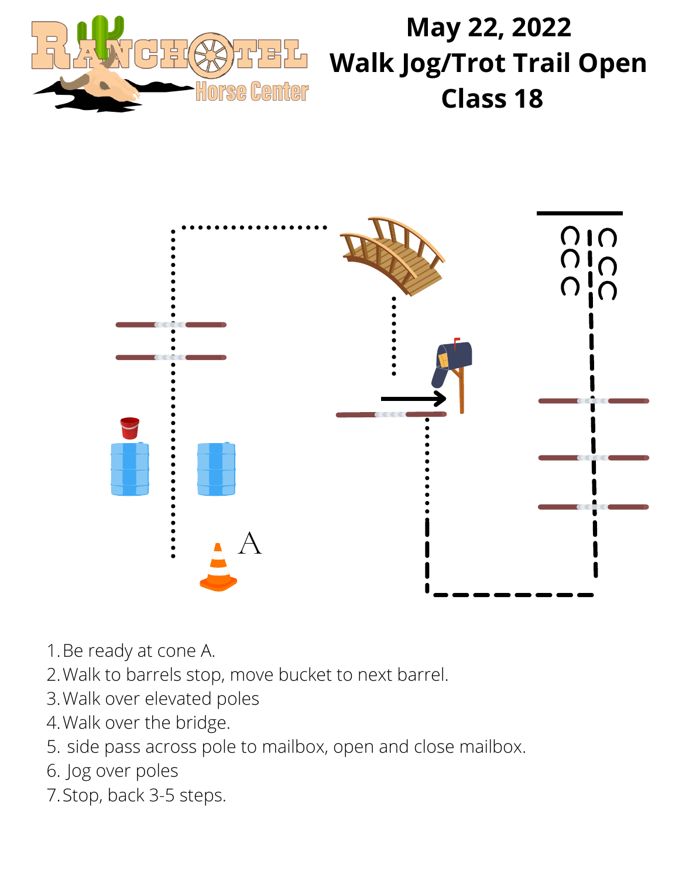# May 22, 2022
# Walk Jog/Trot Trail Open
# Class 18

A

1. Be ready at cone A.
2. Walk to barrels stop, move bucket to next barrel.
3. Walk over elevated poles
4. Walk over the bridge.
5. side pass across pole to mailbox, open and close mailbox.
6. Jog over poles
7. Stop, back 3-5 steps.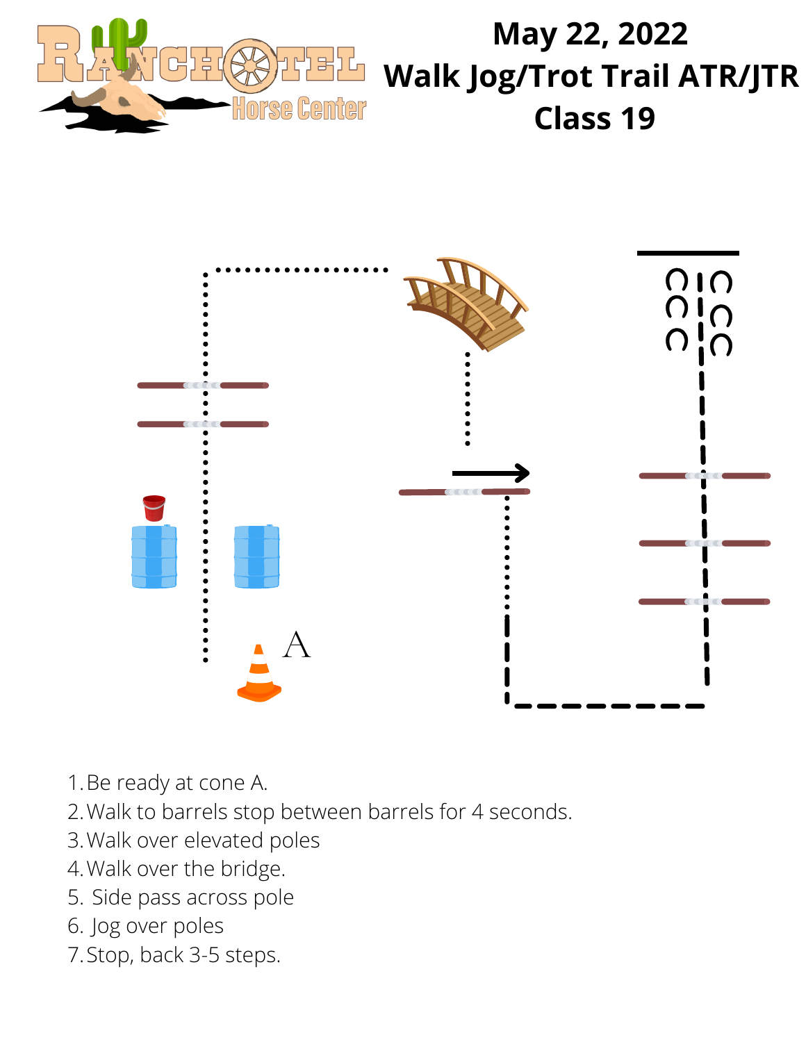# May 22, 2022
# Walk Jog/Trot Trail ATR/JTR
# Class 19

A

1. Be ready at cone A.
2. Walk to barrels stop between barrels for 4 seconds.
3. Walk over elevated poles
4. Walk over the bridge.
5. Side pass across pole
6. Jog over poles
7. Stop, back 3-5 steps.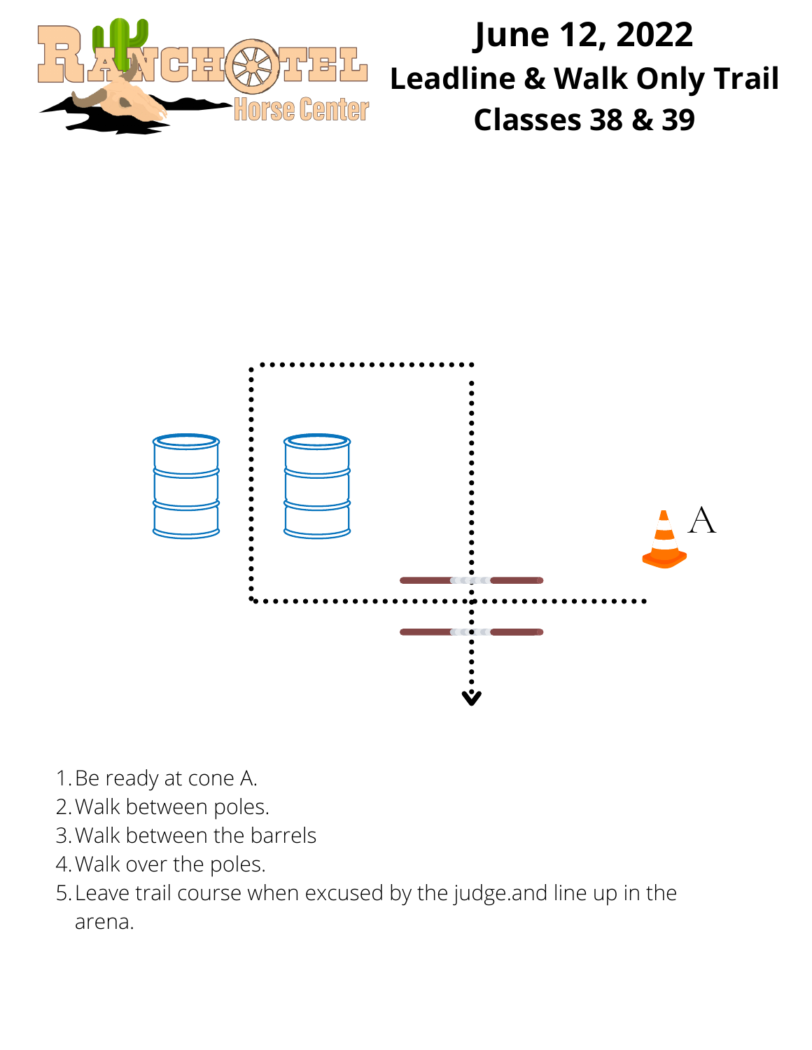# June 12, 2022
## Leadline & Walk Only Trail
## Classes 38 & 39

A

1. Be ready at cone A.
2. Walk between poles.
3. Walk between the barrels
4. Walk over the poles.
5. Leave trail course when excused by the judge.and line up in the arena.